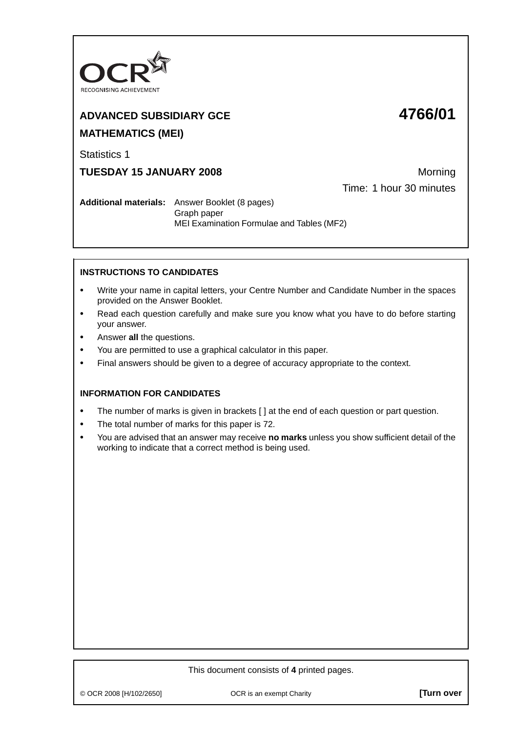OCR RECOGNISING ACHIEVEMENT

**ADVANCED SUBSIDIARY GCE** **4766/01**

**MATHEMATICS (MEI)**

Statistics 1

**TUESDAY 15 JANUARY 2008** Morning

Time: 1 hour 30 minutes

**Additional materials:** Answer Booklet (8 pages)
Graph paper
MEI Examination Formulae and Tables (MF2)

**INSTRUCTIONS TO CANDIDATES**

- Write your name in capital letters, your Centre Number and Candidate Number in the spaces provided on the Answer Booklet.
- Read each question carefully and make sure you know what you have to do before starting your answer.
- Answer **all** the questions.
- You are permitted to use a graphical calculator in this paper.
- Final answers should be given to a degree of accuracy appropriate to the context.

**INFORMATION FOR CANDIDATES**

- The number of marks is given in brackets [ ] at the end of each question or part question.
- The total number of marks for this paper is 72.
- You are advised that an answer may receive **no marks** unless you show sufficient detail of the working to indicate that a correct method is being used.

This document consists of **4** printed pages.

© OCR 2008 [H/102/2650] OCR is an exempt Charity **[Turn over**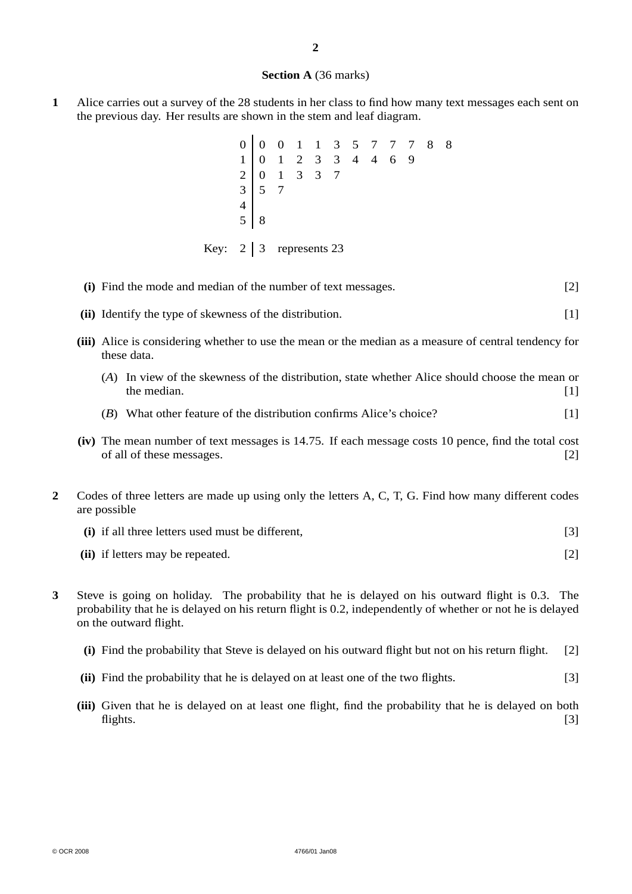**Section A** (36 marks)

**1** Alice carries out a survey of the 28 students in her class to find how many text messages each sent on the previous day. Her results are shown in the stem and leaf diagram.

| Stem | Leaves |
|---|---|
| 0 | 0 0 1 1 3 5 7 7 7 8 8 |
| 1 | 0 1 2 3 3 4 4 6 9 |
| 2 | 0 1 3 3 7 |
| 3 | 5 7 |
| 4 | |
| 5 | 8 |

Key: 2 | 3 represents 23

**(i)** Find the mode and median of the number of text messages. [2]

**(ii)** Identify the type of skewness of the distribution. [1]

**(iii)** Alice is considering whether to use the mean or the median as a measure of central tendency for these data.

(*A*) In view of the skewness of the distribution, state whether Alice should choose the mean or the median. [1]

(*B*) What other feature of the distribution confirms Alice's choice? [1]

**(iv)** The mean number of text messages is 14.75. If each message costs 10 pence, find the total cost of all of these messages. [2]

**2** Codes of three letters are made up using only the letters A, C, T, G. Find how many different codes are possible

**(i)** if all three letters used must be different, [3]

**(ii)** if letters may be repeated. [2]

**3** Steve is going on holiday. The probability that he is delayed on his outward flight is 0.3. The probability that he is delayed on his return flight is 0.2, independently of whether or not he is delayed on the outward flight.

**(i)** Find the probability that Steve is delayed on his outward flight but not on his return flight. [2]

**(ii)** Find the probability that he is delayed on at least one of the two flights. [3]

**(iii)** Given that he is delayed on at least one flight, find the probability that he is delayed on both flights. [3]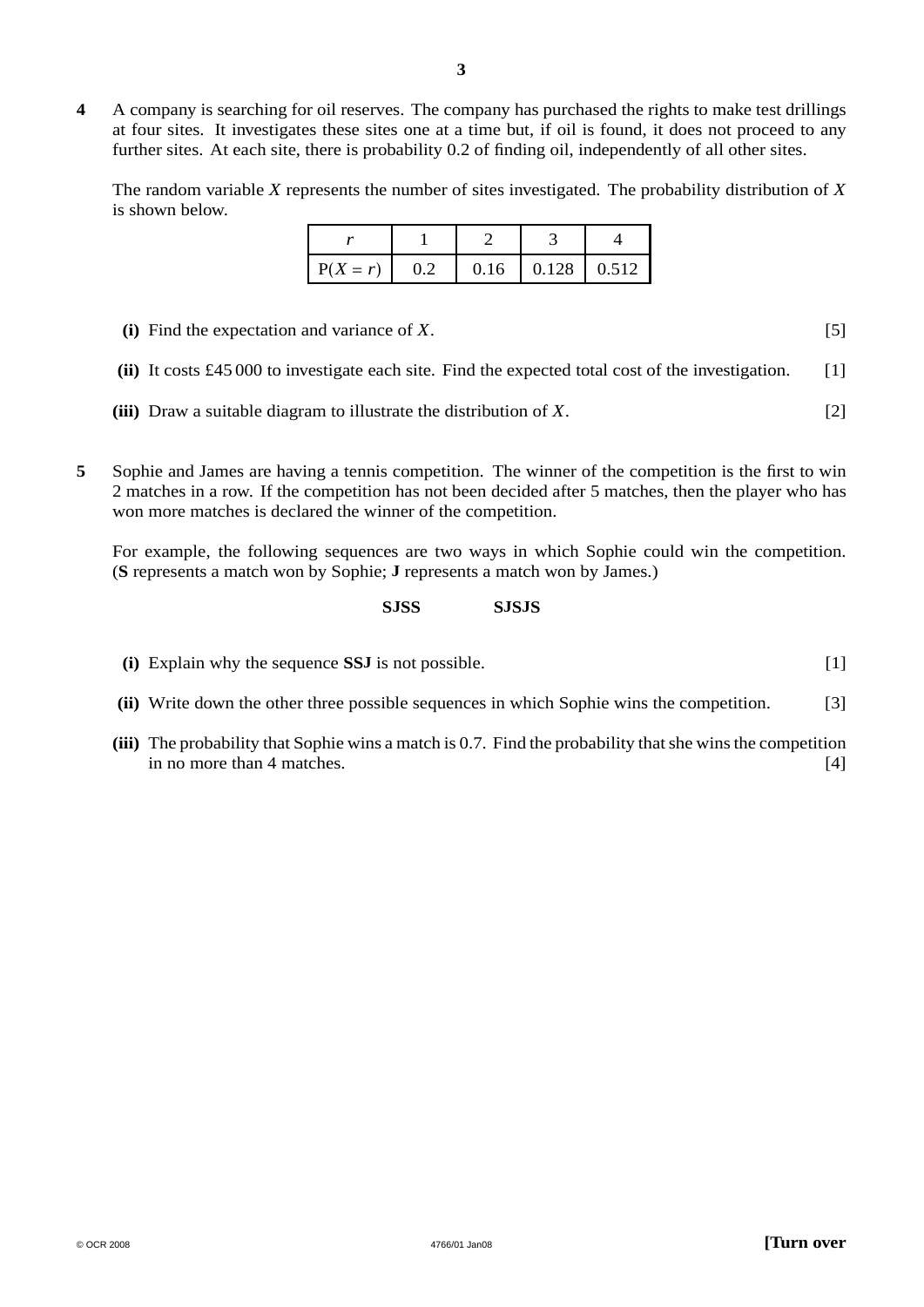**4** A company is searching for oil reserves. The company has purchased the rights to make test drillings at four sites. It investigates these sites one at a time but, if oil is found, it does not proceed to any further sites. At each site, there is probability 0.2 of finding oil, independently of all other sites.

The random variable $X$ represents the number of sites investigated. The probability distribution of $X$ is shown below.

| $r$ | 1 | 2 | 3 | 4 |
|---|---|---|---|---|
| $\mathrm{P}(X = r)$ | 0.2 | 0.16 | 0.128 | 0.512 |

**(i)** Find the expectation and variance of $X$. [5]

**(ii)** It costs £45 000 to investigate each site. Find the expected total cost of the investigation. [1]

**(iii)** Draw a suitable diagram to illustrate the distribution of $X$. [2]

**5** Sophie and James are having a tennis competition. The winner of the competition is the first to win 2 matches in a row. If the competition has not been decided after 5 matches, then the player who has won more matches is declared the winner of the competition.

For example, the following sequences are two ways in which Sophie could win the competition. (**S** represents a match won by Sophie; **J** represents a match won by James.)

**SJSS** **SJSJS**

**(i)** Explain why the sequence **SSJ** is not possible. [1]

**(ii)** Write down the other three possible sequences in which Sophie wins the competition. [3]

**(iii)** The probability that Sophie wins a match is 0.7. Find the probability that she wins the competition in no more than 4 matches. [4]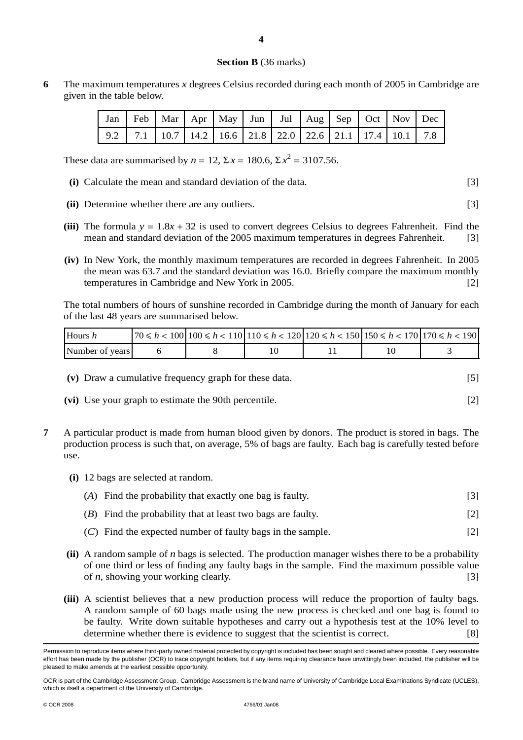## Section B (36 marks)

**6** The maximum temperatures $x$ degrees Celsius recorded during each month of 2005 in Cambridge are given in the table below.

| Jan | Feb | Mar | Apr | May | Jun | Jul | Aug | Sep | Oct | Nov | Dec |
|---|---|---|---|---|---|---|---|---|---|---|---|
| 9.2 | 7.1 | 10.7 | 14.2 | 16.6 | 21.8 | 22.0 | 22.6 | 21.1 | 17.4 | 10.1 | 7.8 |

These data are summarised by $n = 12$, $\Sigma x = 180.6$, $\Sigma x^2 = 3107.56$.

**(i)** Calculate the mean and standard deviation of the data. [3]

**(ii)** Determine whether there are any outliers. [3]

**(iii)** The formula $y = 1.8x + 32$ is used to convert degrees Celsius to degrees Fahrenheit. Find the mean and standard deviation of the 2005 maximum temperatures in degrees Fahrenheit. [3]

**(iv)** In New York, the monthly maximum temperatures are recorded in degrees Fahrenheit. In 2005 the mean was 63.7 and the standard deviation was 16.0. Briefly compare the maximum monthly temperatures in Cambridge and New York in 2005. [2]

The total numbers of hours of sunshine recorded in Cambridge during the month of January for each of the last 48 years are summarised below.

| Hours $h$ | $70 \leqslant h < 100$ | $100 \leqslant h < 110$ | $110 \leqslant h < 120$ | $120 \leqslant h < 150$ | $150 \leqslant h < 170$ | $170 \leqslant h < 190$ |
|---|---|---|---|---|---|---|
| Number of years | 6 | 8 | 10 | 11 | 10 | 3 |

**(v)** Draw a cumulative frequency graph for these data. [5]

**(vi)** Use your graph to estimate the 90th percentile. [2]

**7** A particular product is made from human blood given by donors. The product is stored in bags. The production process is such that, on average, 5% of bags are faulty. Each bag is carefully tested before use.

**(i)** 12 bags are selected at random.

(*A*) Find the probability that exactly one bag is faulty. [3]

(*B*) Find the probability that at least two bags are faulty. [2]

(*C*) Find the expected number of faulty bags in the sample. [2]

**(ii)** A random sample of $n$ bags is selected. The production manager wishes there to be a probability of one third or less of finding any faulty bags in the sample. Find the maximum possible value of $n$, showing your working clearly. [3]

**(iii)** A scientist believes that a new production process will reduce the proportion of faulty bags. A random sample of 60 bags made using the new process is checked and one bag is found to be faulty. Write down suitable hypotheses and carry out a hypothesis test at the 10% level to determine whether there is evidence to suggest that the scientist is correct. [8]

---

Permission to reproduce items where third-party owned material protected by copyright is included has been sought and cleared where possible. Every reasonable effort has been made by the publisher (OCR) to trace copyright holders, but if any items requiring clearance have unwittingly been included, the publisher will be pleased to make amends at the earliest possible opportunity.

OCR is part of the Cambridge Assessment Group. Cambridge Assessment is the brand name of University of Cambridge Local Examinations Syndicate (UCLES), which is itself a department of the University of Cambridge.

© OCR 2008 4766/01 Jan08